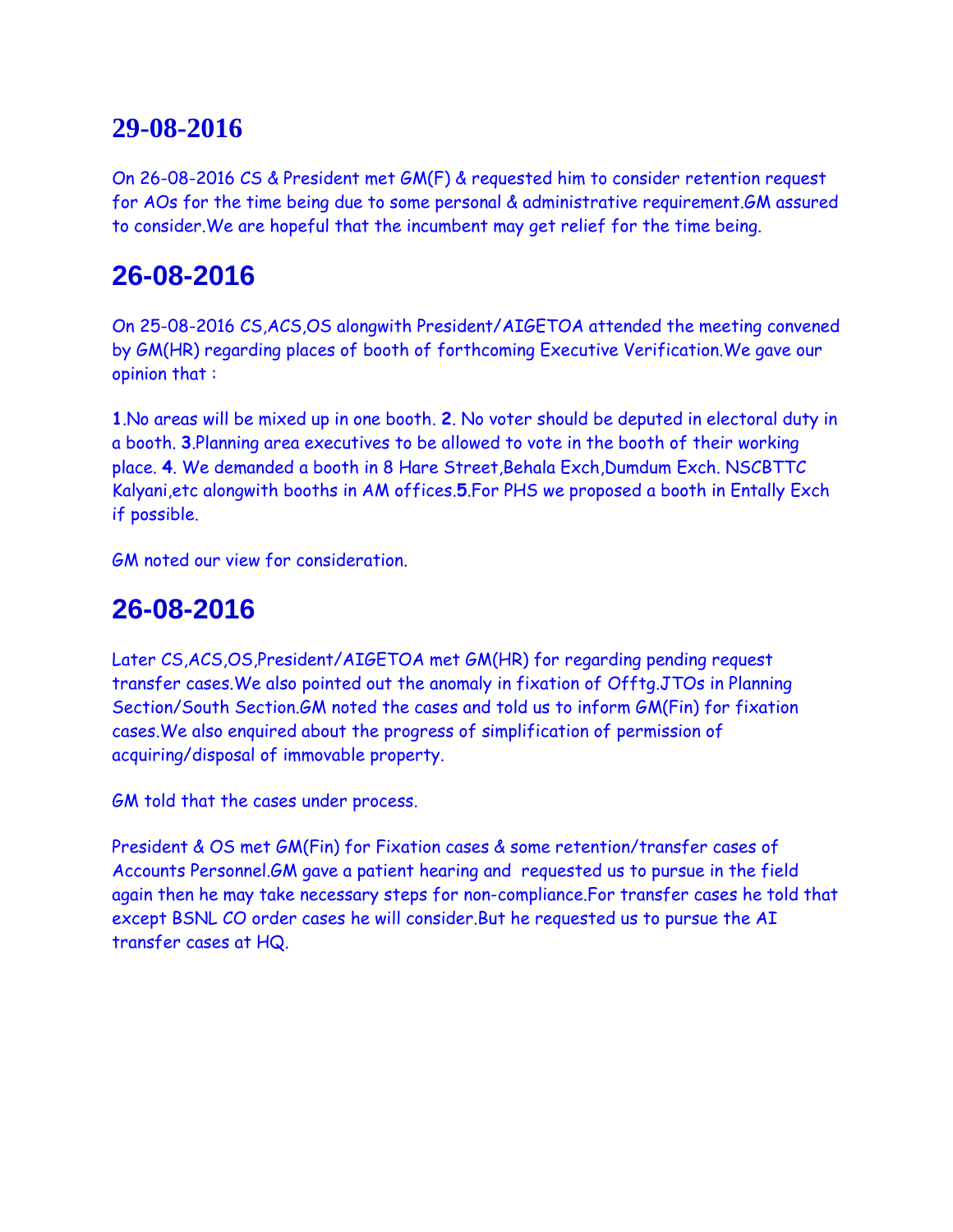## 29-08-2016

On 26-08-2016 CS & President met GM(F) & requested him to consider retention request for AOs for the time being due to some personal & administrative requirement.GM assured to consider.We are hopeful that the incumbent may get relief for the time being.

## 26-08-2016

On 25-08-2016 CS,ACS,OS alongwith President/AIGETOA attended the meeting convened by GM(HR) regarding places of booth of forthcoming Executive Verification.We gave our opinion that :

**1**.No areas will be mixed up in one booth. **2**. No voter should be deputed in electoral duty in a booth. **3**.Planning area executives to be allowed to vote in the booth of their working place. **4**. We demanded a booth in 8 Hare Street,Behala Exch,Dumdum Exch. NSCBTTC Kalyani,etc alongwith booths in AM offices.**5**.For PHS we proposed a booth in Entally Exch if possible.

GM noted our view for consideration.

## 26-08-2016

Later CS,ACS,OS,President/AIGETOA met GM(HR) for regarding pending request transfer cases.We also pointed out the anomaly in fixation of Offtg.JTOs in Planning Section/South Section.GM noted the cases and told us to inform GM(Fin) for fixation cases.We also enquired about the progress of simplification of permission of acquiring/disposal of immovable property.

GM told that the cases under process.

President & OS met GM(Fin) for Fixation cases & some retention/transfer cases of Accounts Personnel.GM gave a patient hearing and requested us to pursue in the field again then he may take necessary steps for non-compliance.For transfer cases he told that except BSNL CO order cases he will consider.But he requested us to pursue the AI transfer cases at HQ.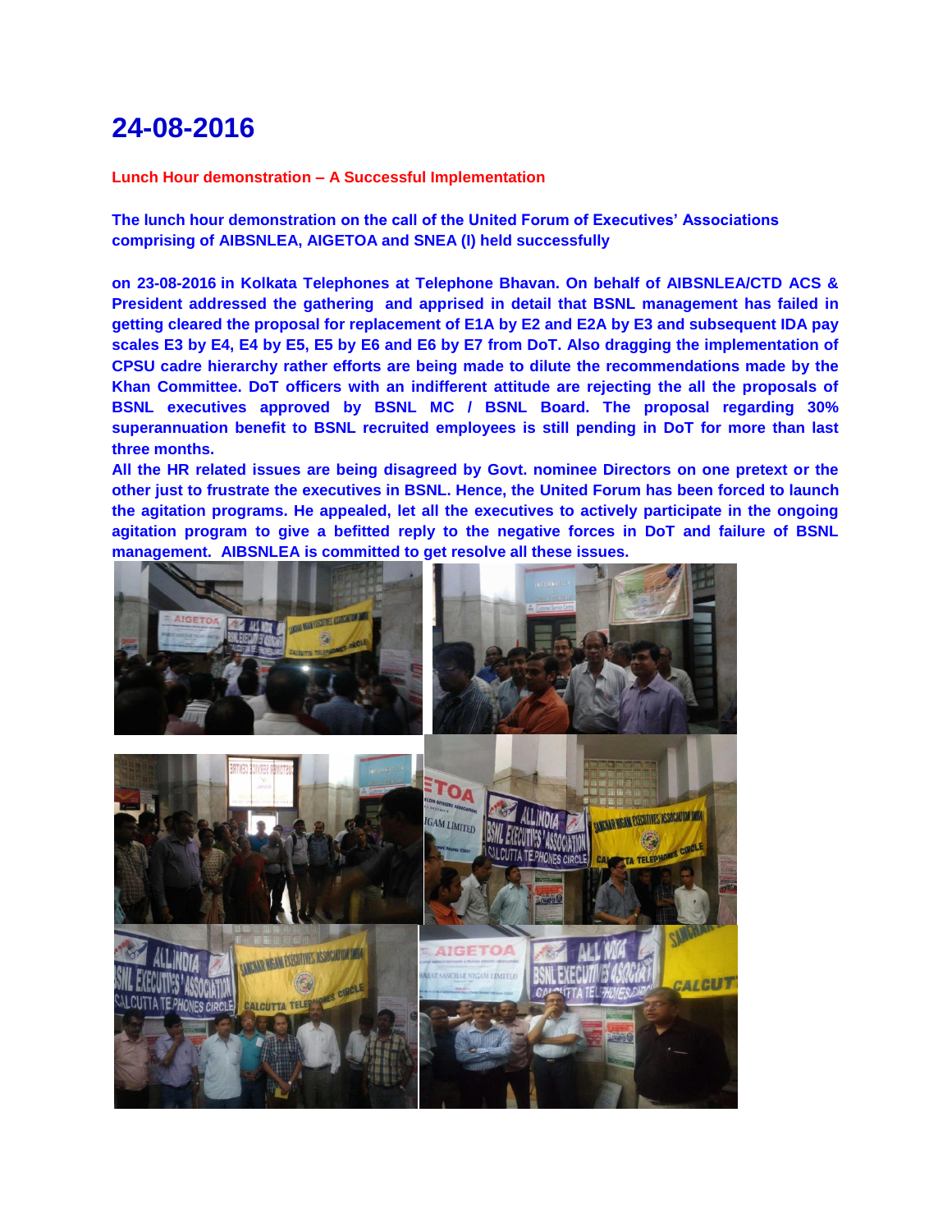# 24-08-2016

**Lunch Hour demonstration – A Successful Implementation**

**The lunch hour demonstration on the call of the United Forum of Executives' Associations comprising of AIBSNLEA, AIGETOA and SNEA (I) held successfully**

**on 23-08-2016 in Kolkata Telephones at Telephone Bhavan. On behalf of AIBSNLEA/CTD ACS & President addressed the gathering and apprised in detail that BSNL management has failed in getting cleared the proposal for replacement of E1A by E2 and E2A by E3 and subsequent IDA pay scales E3 by E4, E4 by E5, E5 by E6 and E6 by E7 from DoT. Also dragging the implementation of CPSU cadre hierarchy rather efforts are being made to dilute the recommendations made by the Khan Committee. DoT officers with an indifferent attitude are rejecting the all the proposals of BSNL executives approved by BSNL MC / BSNL Board. The proposal regarding 30% superannuation benefit to BSNL recruited employees is still pending in DoT for more than last three months.**

**All the HR related issues are being disagreed by Govt. nominee Directors on one pretext or the other just to frustrate the executives in BSNL. Hence, the United Forum has been forced to launch the agitation programs. He appealed, let all the executives to actively participate in the ongoing agitation program to give a befitted reply to the negative forces in DoT and failure of BSNL management. AIBSNLEA is committed to get resolve all these issues.**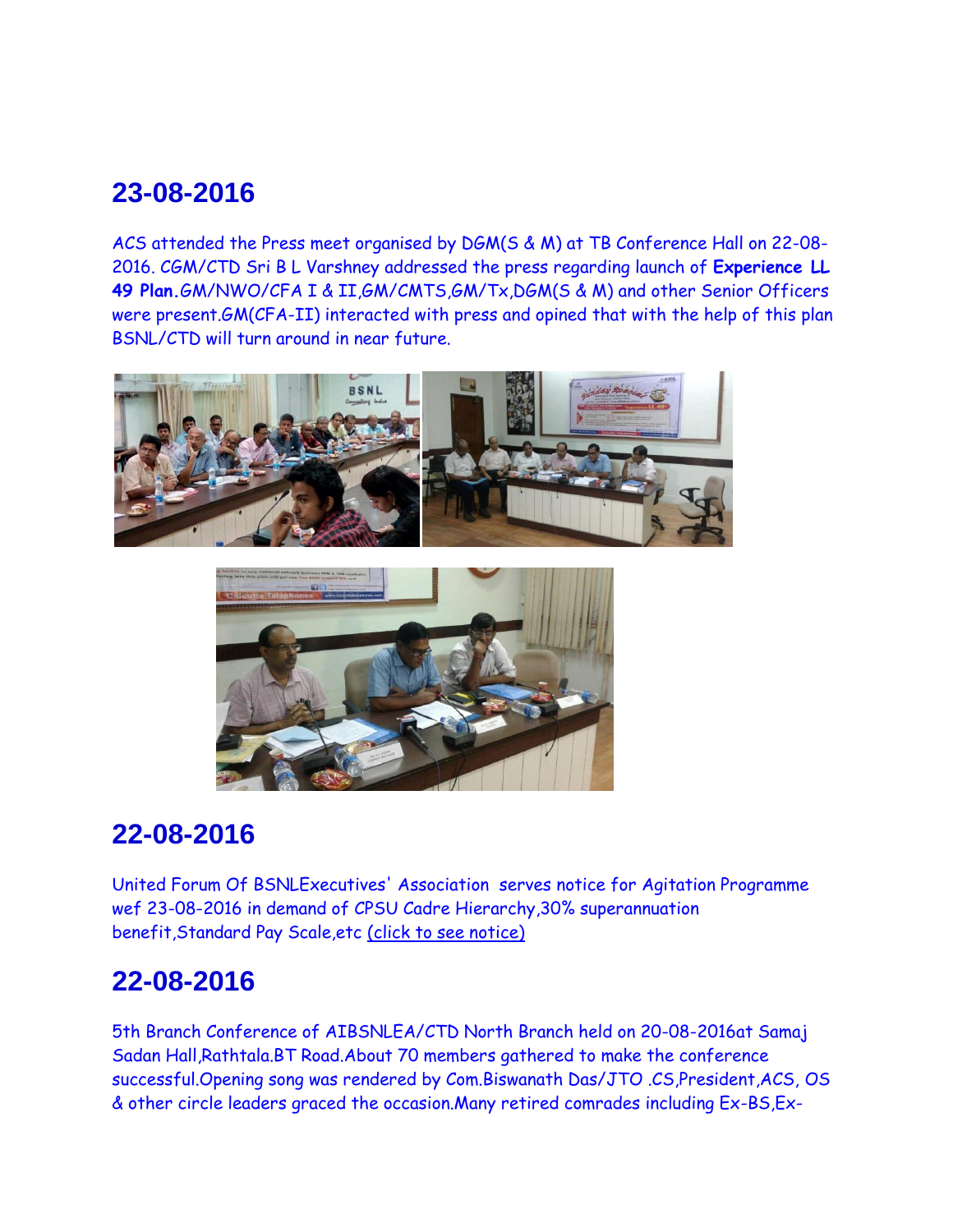## 23-08-2016

ACS attended the Press meet organised by DGM(S & M) at TB Conference Hall on 22-08-2016. CGM/CTD Sri B L Varshney addressed the press regarding launch of **Experience LL 49 Plan.**GM/NWO/CFA I & II,GM/CMTS,GM/Tx,DGM(S & M) and other Senior Officers were present.GM(CFA-II) interacted with press and opined that with the help of this plan BSNL/CTD will turn around in near future.

## 22-08-2016

United Forum Of BSNLExecutives' Association serves notice for Agitation Programme wef 23-08-2016 in demand of CPSU Cadre Hierarchy,30% superannuation benefit,Standard Pay Scale,etc (click to see notice)

## 22-08-2016

5th Branch Conference of AIBSNLEA/CTD North Branch held on 20-08-2016at Samaj Sadan Hall,Rathtala.BT Road.About 70 members gathered to make the conference successful.Opening song was rendered by Com.Biswanath Das/JTO .CS,President,ACS, OS & other circle leaders graced the occasion.Many retired comrades including Ex-BS,Ex-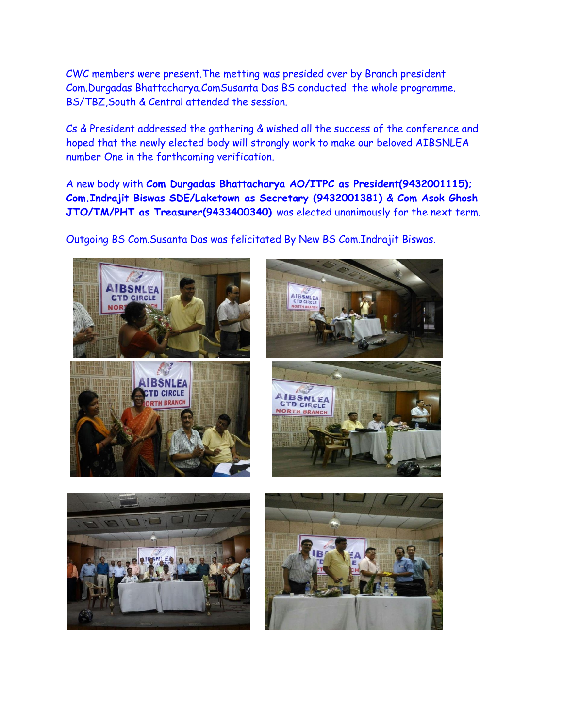CWC members were present.The metting was presided over by Branch president Com.Durgadas Bhattacharya.ComSusanta Das BS conducted the whole programme. BS/TBZ,South & Central attended the session.

Cs & President addressed the gathering & wished all the success of the conference and hoped that the newly elected body will strongly work to make our beloved AIBSNLEA number One in the forthcoming verification.

A new body with **Com Durgadas Bhattacharya AO/ITPC as President(9432001115); Com.Indrajit Biswas SDE/Laketown as Secretary (9432001381) & Com Asok Ghosh JTO/TM/PHT as Treasurer(9433400340)** was elected unanimously for the next term.

Outgoing BS Com.Susanta Das was felicitated By New BS Com.Indrajit Biswas.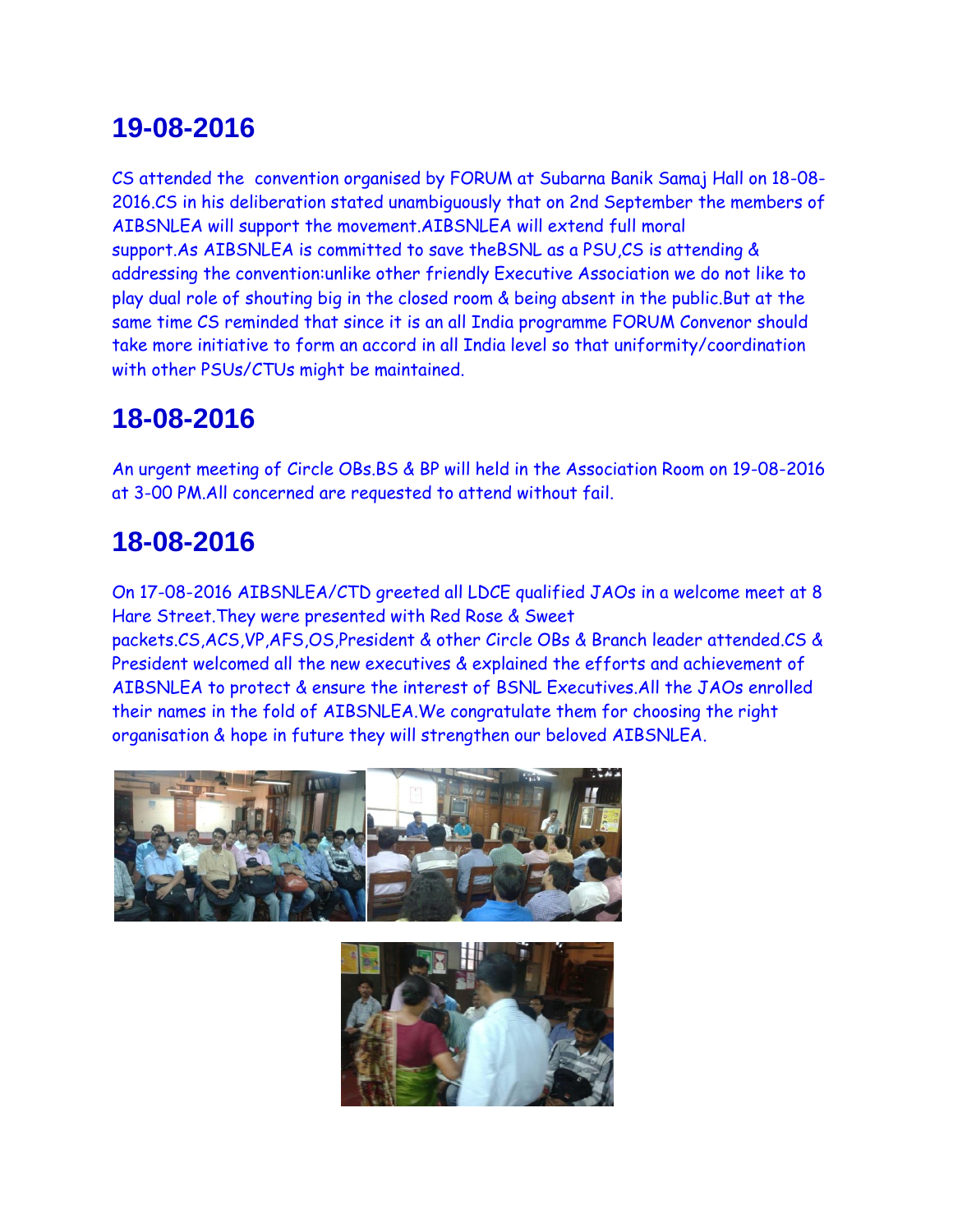## 19-08-2016

CS attended the  convention organised by FORUM at Subarna Banik Samaj Hall on 18-08-2016.CS in his deliberation stated unambiguously that on 2nd September the members of AIBSNLEA will support the movement.AIBSNLEA will extend full moral support.As AIBSNLEA is committed to save theBSNL as a PSU,CS is attending & addressing the convention:unlike other friendly Executive Association we do not like to play dual role of shouting big in the closed room & being absent in the public.But at the same time CS reminded that since it is an all India programme FORUM Convenor should take more initiative to form an accord in all India level so that uniformity/coordination with other PSUs/CTUs might be maintained.

## 18-08-2016

An urgent meeting of Circle OBs.BS & BP will held in the Association Room on 19-08-2016 at 3-00 PM.All concerned are requested to attend without fail.

## 18-08-2016

On 17-08-2016 AIBSNLEA/CTD greeted all LDCE qualified JAOs in a welcome meet at 8 Hare Street.They were presented with Red Rose & Sweet packets.CS,ACS,VP,AFS,OS,President & other Circle OBs & Branch leader attended.CS & President welcomed all the new executives & explained the efforts and achievement of AIBSNLEA to protect & ensure the interest of BSNL Executives.All the JAOs enrolled their names in the fold of AIBSNLEA.We congratulate them for choosing the right organisation & hope in future they will strengthen our beloved AIBSNLEA.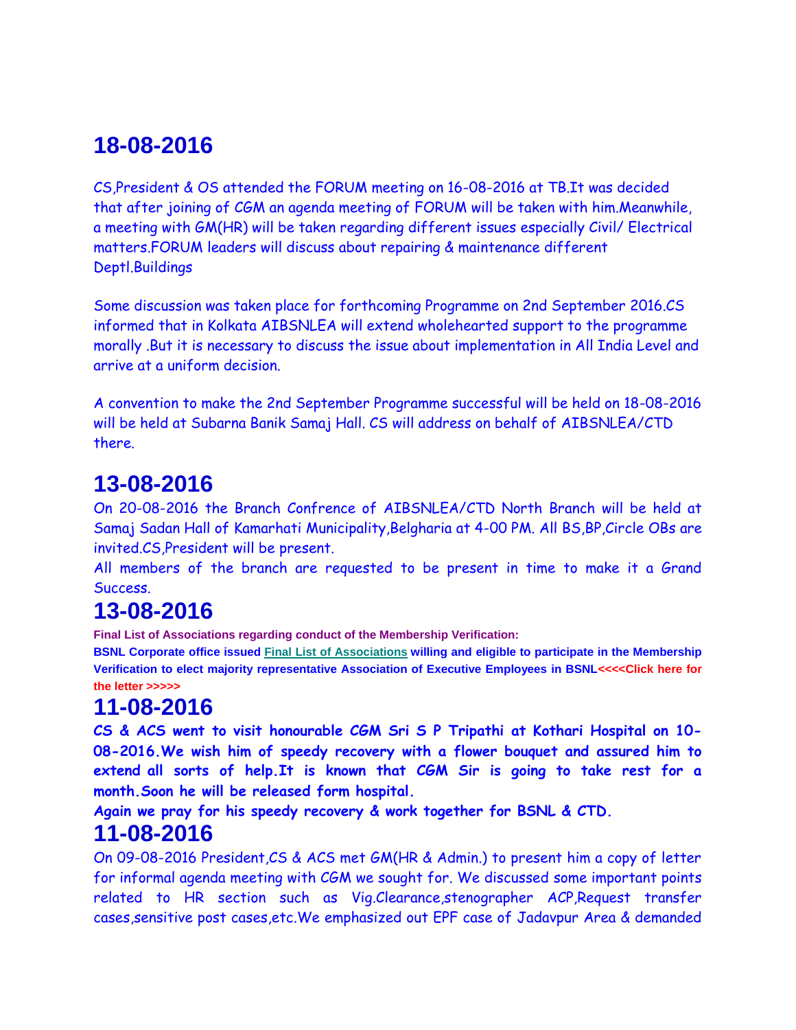# 18-08-2016

CS,President & OS attended the FORUM meeting on 16-08-2016 at TB.It was decided that after joining of CGM an agenda meeting of FORUM will be taken with him.Meanwhile, a meeting with GM(HR) will be taken regarding different issues especially Civil/ Electrical matters.FORUM leaders will discuss about repairing & maintenance different Deptl.Buildings

Some discussion was taken place for forthcoming Programme on 2nd September 2016.CS informed that in Kolkata AIBSNLEA will extend wholehearted support to the programme morally .But it is necessary to discuss the issue about implementation in All India Level and arrive at a uniform decision.

A convention to make the 2nd September Programme successful will be held on 18-08-2016 will be held at Subarna Banik Samaj Hall. CS will address on behalf of AIBSNLEA/CTD there.

# 13-08-2016

On 20-08-2016 the Branch Confrence of AIBSNLEA/CTD North Branch will be held at Samaj Sadan Hall of Kamarhati Municipality,Belgharia at 4-00 PM. All BS,BP,Circle OBs are invited.CS,President will be present.

All members of the branch are requested to be present in time to make it a Grand Success.

# 13-08-2016

**Final List of Associations regarding conduct of the Membership Verification:**

**BSNL Corporate office issued Final List of Associations willing and eligible to participate in the Membership Verification to elect majority representative Association of Executive Employees in BSNL<<<<Click here for the letter >>>>>**

# 11-08-2016

**CS & ACS went to visit honourable CGM Sri S P Tripathi at Kothari Hospital on 10-08-2016.We wish him of speedy recovery with a flower bouquet and assured him to extend all sorts of help.It is known that CGM Sir is going to take rest for a month.Soon he will be released form hospital.**

**Again we pray for his speedy recovery & work together for BSNL & CTD.**

# 11-08-2016

On 09-08-2016 President,CS & ACS met GM(HR & Admin.) to present him a copy of letter for informal agenda meeting with CGM we sought for. We discussed some important points related to HR section such as Vig.Clearance,stenographer ACP,Request transfer cases,sensitive post cases,etc.We emphasized out EPF case of Jadavpur Area & demanded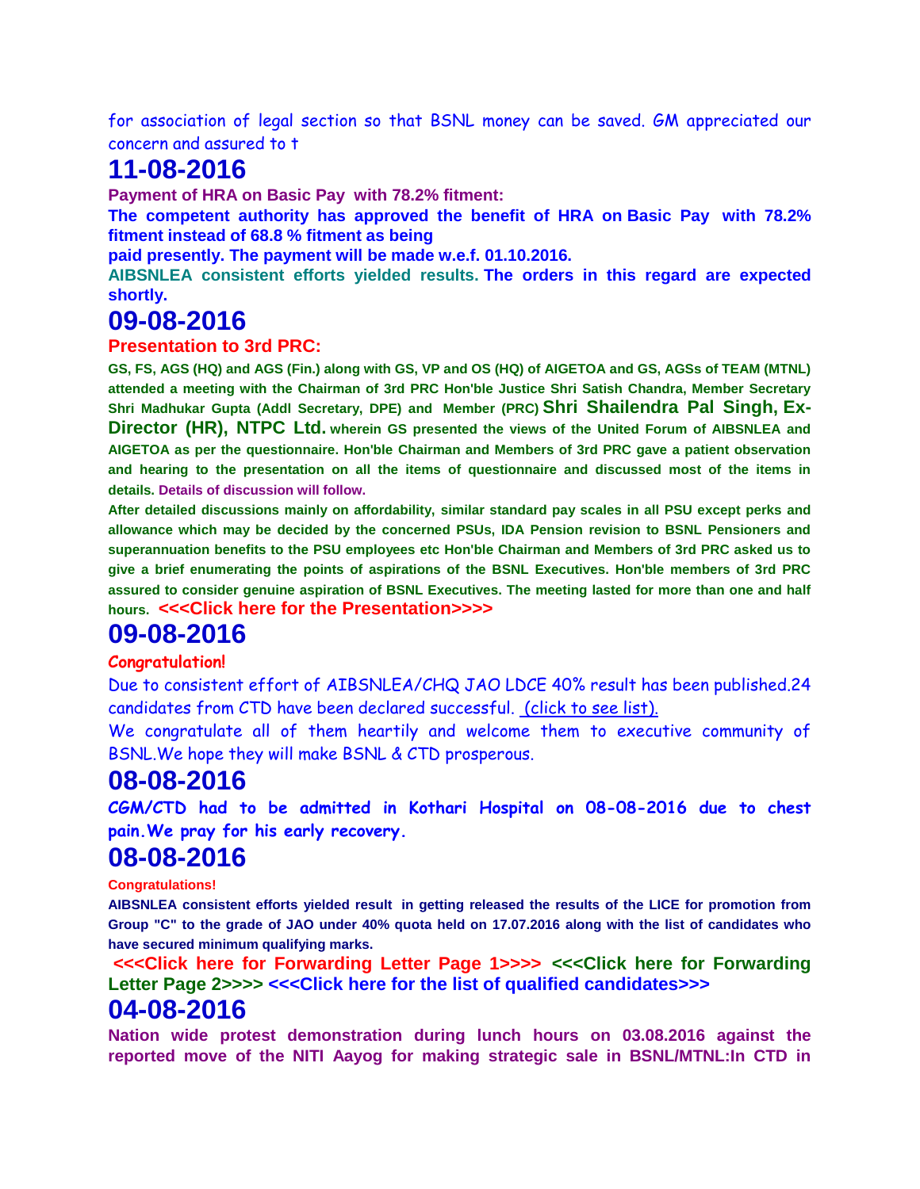for association of legal section so that BSNL money can be saved. GM appreciated our concern and assured to t

# 11-08-2016

**Payment of HRA on Basic Pay with 78.2% fitment:**

**The competent authority has approved the benefit of HRA on Basic Pay with 78.2% fitment instead of 68.8 % fitment as being paid presently. The payment will be made w.e.f. 01.10.2016.**

**AIBSNLEA consistent efforts yielded results. The orders in this regard are expected shortly.**

# 09-08-2016

**Presentation to 3rd PRC:**

**GS, FS, AGS (HQ) and AGS (Fin.) along with GS, VP and OS (HQ) of AIGETOA and GS, AGSs of TEAM (MTNL) attended a meeting with the Chairman of 3rd PRC Hon'ble Justice Shri Satish Chandra, Member Secretary Shri Madhukar Gupta (Addl Secretary, DPE) and Member (PRC) Shri Shailendra Pal Singh, Ex-Director (HR), NTPC Ltd. wherein GS presented the views of the United Forum of AIBSNLEA and AIGETOA as per the questionnaire. Hon'ble Chairman and Members of 3rd PRC gave a patient observation and hearing to the presentation on all the items of questionnaire and discussed most of the items in details. Details of discussion will follow.**

**After detailed discussions mainly on affordability, similar standard pay scales in all PSU except perks and allowance which may be decided by the concerned PSUs, IDA Pension revision to BSNL Pensioners and superannuation benefits to the PSU employees etc Hon'ble Chairman and Members of 3rd PRC asked us to give a brief enumerating the points of aspirations of the BSNL Executives. Hon'ble members of 3rd PRC assured to consider genuine aspiration of BSNL Executives. The meeting lasted for more than one and half hours. <<<Click here for the Presentation>>>>**

# 09-08-2016

**Congratulation!**

Due to consistent effort of AIBSNLEA/CHQ JAO LDCE 40% result has been published.24 candidates from CTD have been declared successful. (click to see list).

We congratulate all of them heartily and welcome them to executive community of BSNL.We hope they will make BSNL & CTD prosperous.

# 08-08-2016

**CGM/CTD had to be admitted in Kothari Hospital on 08-08-2016 due to chest pain.We pray for his early recovery.**

# 08-08-2016

**Congratulations!**

**AIBSNLEA consistent efforts yielded result in getting released the results of the LICE for promotion from Group "C" to the grade of JAO under 40% quota held on 17.07.2016 along with the list of candidates who have secured minimum qualifying marks.**

**<<<Click here for Forwarding Letter Page 1>>>> <<<Click here for Forwarding Letter Page 2>>>> <<<Click here for the list of qualified candidates>>>**

# 04-08-2016

**Nation wide protest demonstration during lunch hours on 03.08.2016 against the reported move of the NITI Aayog for making strategic sale in BSNL/MTNL:In CTD in**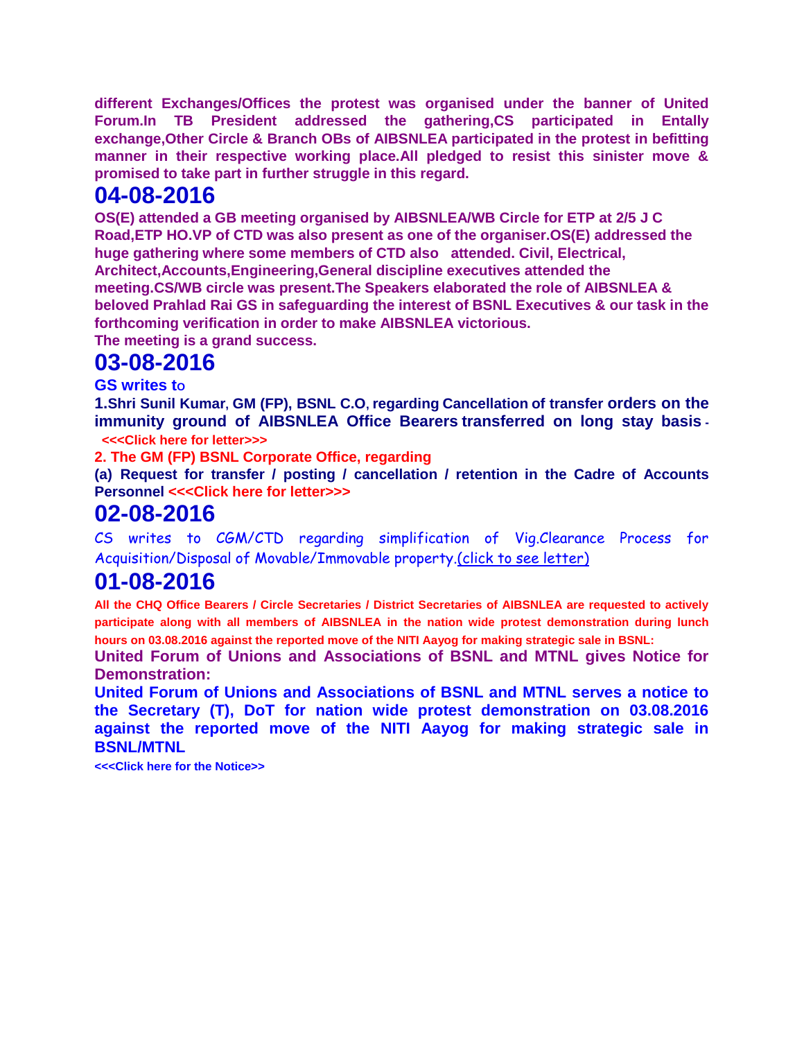**different Exchanges/Offices the protest was organised under the banner of United Forum.In TB President addressed the gathering,CS participated in Entally exchange,Other Circle & Branch OBs of AIBSNLEA participated in the protest in befitting manner in their respective working place.All pledged to resist this sinister move & promised to take part in further struggle in this regard.**

# 04-08-2016

**OS(E) attended a GB meeting organised by AIBSNLEA/WB Circle for ETP at 2/5 J C Road,ETP HO.VP of CTD was also present as one of the organiser.OS(E) addressed the huge gathering where some members of CTD also attended. Civil, Electrical, Architect,Accounts,Engineering,General discipline executives attended the meeting.CS/WB circle was present.The Speakers elaborated the role of AIBSNLEA & beloved Prahlad Rai GS in safeguarding the interest of BSNL Executives & our task in the forthcoming verification in order to make AIBSNLEA victorious.**
**The meeting is a grand success.**

# 03-08-2016

**GS writes to**

**1.Shri Sunil Kumar, GM (FP), BSNL C.O, regarding Cancellation of transfer orders on the immunity ground of AIBSNLEA Office Bearers transferred on long stay basis - <<<Click here for letter>>>**

**2. The GM (FP) BSNL Corporate Office, regarding**

**(a) Request for transfer / posting / cancellation / retention in the Cadre of Accounts Personnel <<<Click here for letter>>>**

# 02-08-2016

CS writes to CGM/CTD regarding simplification of Vig.Clearance Process for Acquisition/Disposal of Movable/Immovable property.(click to see letter)

# 01-08-2016

**All the CHQ Office Bearers / Circle Secretaries / District Secretaries of AIBSNLEA are requested to actively participate along with all members of AIBSNLEA in the nation wide protest demonstration during lunch hours on 03.08.2016 against the reported move of the NITI Aayog for making strategic sale in BSNL:**

**United Forum of Unions and Associations of BSNL and MTNL gives Notice for Demonstration:**

**United Forum of Unions and Associations of BSNL and MTNL serves a notice to the Secretary (T), DoT for nation wide protest demonstration on 03.08.2016 against the reported move of the NITI Aayog for making strategic sale in BSNL/MTNL**

**<<<Click here for the Notice>>**